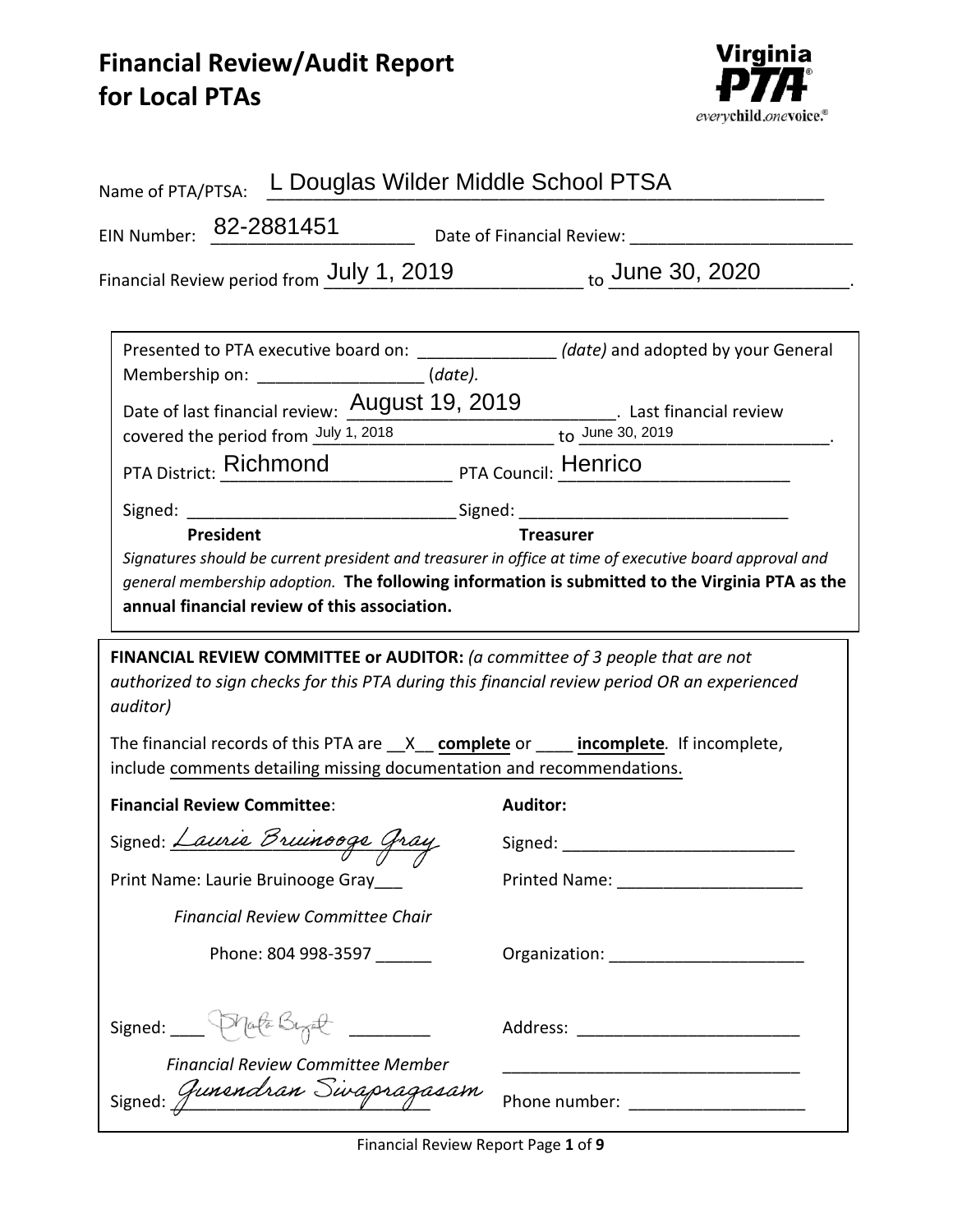# Financial Review/Audit Report for Local PTAs

Virginia PTA — everychild.onevoice.®

Name of PTA/PTSA: L Douglas Wilder Middle School PTSA

EIN Number: 82-2881451 Date of Financial Review: ______________________

Financial Review period from July 1, 2019 to June 30, 2020.

Presented to PTA executive board on: ______________ *(date)* and adopted by your General Membership on: ________________ (*date).*

Date of last financial review: August 19, 2019. Last financial review covered the period from July 1, 2018 to June 30, 2019.

PTA District: Richmond PTA Council: Henrico

Signed: ____________________________ Signed: ____________________________

**President** **Treasurer**

*Signatures should be current president and treasurer in office at time of executive board approval and general membership adoption.* **The following information is submitted to the Virginia PTA as the annual financial review of this association.**

**FINANCIAL REVIEW COMMITTEE or AUDITOR:** *(a committee of 3 people that are not authorized to sign checks for this PTA during this financial review period OR an experienced auditor)*

The financial records of this PTA are \_\_X\_\_ **complete** or \_\_\_\_ **incomplete**. If incomplete, include comments detailing missing documentation and recommendations.

**Financial Review Committee**:

Signed: *Laurie Bruinooge Gray*

Print Name: Laurie Bruinooge Gray___

*Financial Review Committee Chair*

Phone: 804 998-3597 ______

Signed: *[signature]*

*Financial Review Committee Member*

Signed: *Gunendran Sivapragasam*

**Auditor:**

Signed: ________________________

Printed Name: ____________________

Organization: _____________________

Address: ________________________

________________________________

Phone number: __________________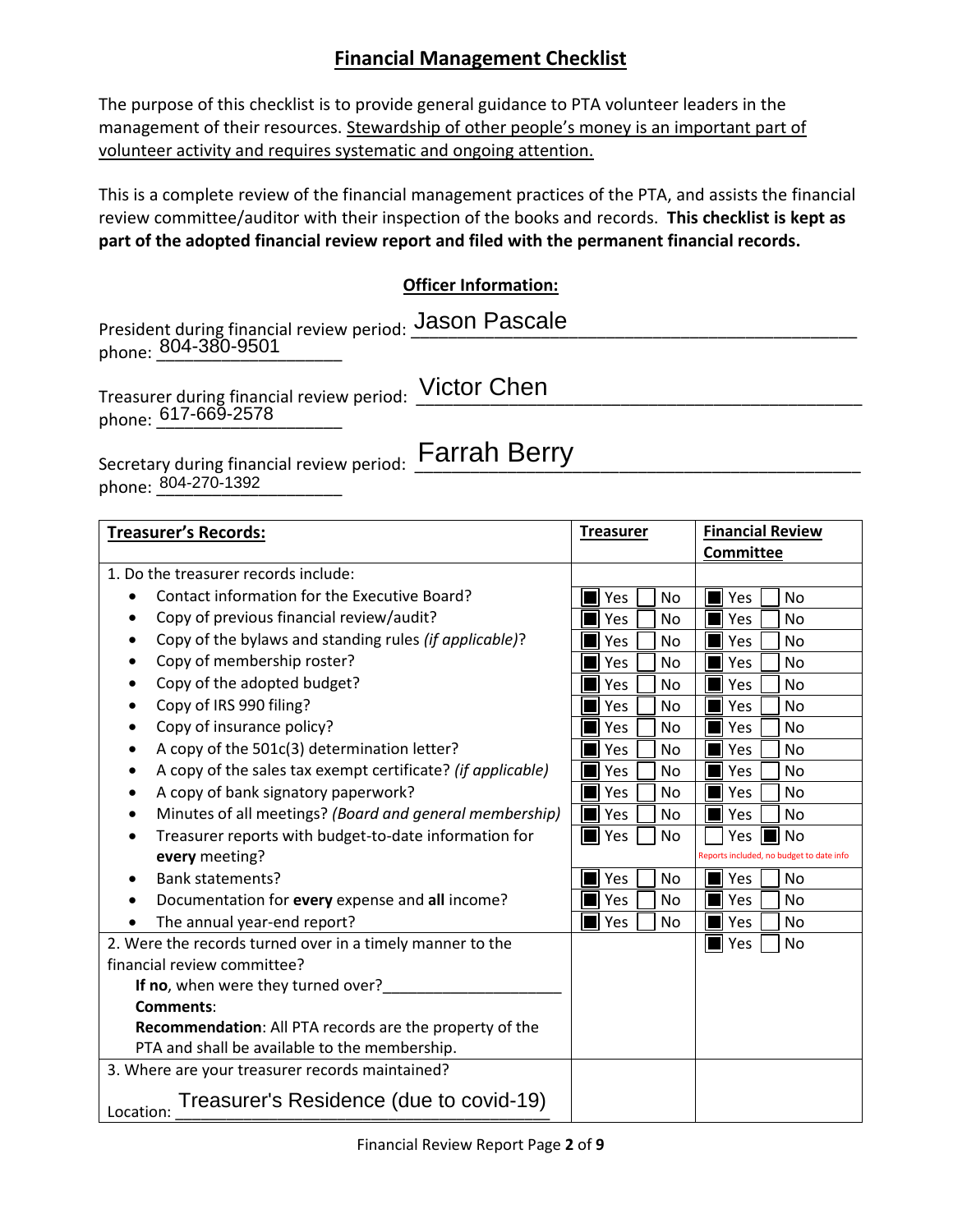# Financial Management Checklist

The purpose of this checklist is to provide general guidance to PTA volunteer leaders in the management of their resources. Stewardship of other people's money is an important part of volunteer activity and requires systematic and ongoing attention.

This is a complete review of the financial management practices of the PTA, and assists the financial review committee/auditor with their inspection of the books and records. **This checklist is kept as part of the adopted financial review report and filed with the permanent financial records.**

## Officer Information:

President during financial review period: Jason Pascale
phone: 804-380-9501

Treasurer during financial review period: Victor Chen
phone: 617-669-2578

Secretary during financial review period: Farrah Berry
phone: 804-270-1392

| **Treasurer's Records:** | **Treasurer** | **Financial Review Committee** |
|---|---|---|
| 1. Do the treasurer records include: | | |
| • Contact information for the Executive Board? | ■ Yes ☐ No | ■ Yes ☐ No |
| • Copy of previous financial review/audit? | ■ Yes ☐ No | ■ Yes ☐ No |
| • Copy of the bylaws and standing rules *(if applicable)*? | ■ Yes ☐ No | ■ Yes ☐ No |
| • Copy of membership roster? | ■ Yes ☐ No | ■ Yes ☐ No |
| • Copy of the adopted budget? | ■ Yes ☐ No | ■ Yes ☐ No |
| • Copy of IRS 990 filing? | ■ Yes ☐ No | ■ Yes ☐ No |
| • Copy of insurance policy? | ■ Yes ☐ No | ■ Yes ☐ No |
| • A copy of the 501c(3) determination letter? | ■ Yes ☐ No | ■ Yes ☐ No |
| • A copy of the sales tax exempt certificate? *(if applicable)* | ■ Yes ☐ No | ■ Yes ☐ No |
| • A copy of bank signatory paperwork? | ■ Yes ☐ No | ■ Yes ☐ No |
| • Minutes of all meetings? *(Board and general membership)* | ■ Yes ☐ No | ■ Yes ☐ No |
| • Treasurer reports with budget-to-date information for **every** meeting? | ■ Yes ☐ No | ☐ Yes ■ No<br>Reports included, no budget to date info |
| • Bank statements? | ■ Yes ☐ No | ■ Yes ☐ No |
| • Documentation for **every** expense and **all** income? | ■ Yes ☐ No | ■ Yes ☐ No |
| • The annual year-end report? | ■ Yes ☐ No | ■ Yes ☐ No |
| 2. Were the records turned over in a timely manner to the financial review committee?<br>**If no**, when were they turned over?____________________<br>**Comments**:<br>**Recommendation**: All PTA records are the property of the PTA and shall be available to the membership. | | ■ Yes ☐ No |
| 3. Where are your treasurer records maintained?<br>Location: Treasurer's Residence (due to covid-19) | | |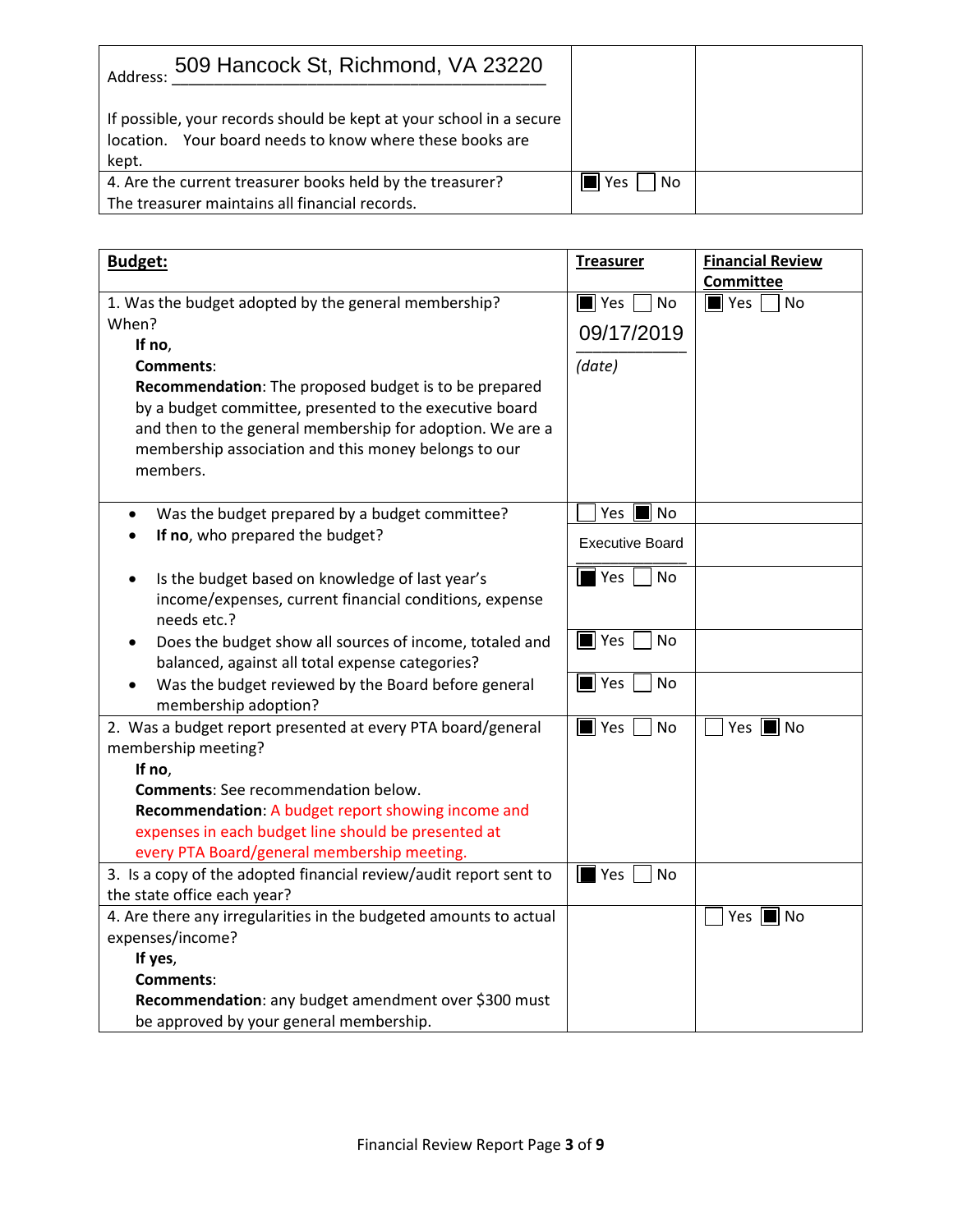| Address: 509 Hancock St, Richmond, VA 23220<br><br>If possible, your records should be kept at your school in a secure location. Your board needs to know where these books are kept. | | |
|---|---|---|
| 4. Are the current treasurer books held by the treasurer? The treasurer maintains all financial records. | ☒ Yes ☐ No | |

| **Budget:** | **Treasurer** | **Financial Review Committee** |
|---|---|---|
| 1. Was the budget adopted by the general membership? When?<br>**If no**,<br>**Comments**:<br>**Recommendation**: The proposed budget is to be prepared by a budget committee, presented to the executive board and then to the general membership for adoption. We are a membership association and this money belongs to our members. | ☒ Yes ☐ No<br>09/17/2019<br>*(date)* | ☒ Yes ☐ No |
| • Was the budget prepared by a budget committee? | ☐ Yes ☒ No | |
| • **If no**, who prepared the budget? | Executive Board | |
| • Is the budget based on knowledge of last year's income/expenses, current financial conditions, expense needs etc.? | ☒ Yes ☐ No | |
| • Does the budget show all sources of income, totaled and balanced, against all total expense categories? | ☒ Yes ☐ No | |
| • Was the budget reviewed by the Board before general membership adoption? | ☒ Yes ☐ No | |
| 2. Was a budget report presented at every PTA board/general membership meeting?<br>**If no**,<br>**Comments**: See recommendation below.<br>**Recommendation**: A budget report showing income and expenses in each budget line should be presented at every PTA Board/general membership meeting. | ☒ Yes ☐ No | ☐ Yes ☒ No |
| 3. Is a copy of the adopted financial review/audit report sent to the state office each year? | ☒ Yes ☐ No | |
| 4. Are there any irregularities in the budgeted amounts to actual expenses/income?<br>**If yes**,<br>**Comments**:<br>**Recommendation**: any budget amendment over $300 must be approved by your general membership. | | ☐ Yes ☒ No |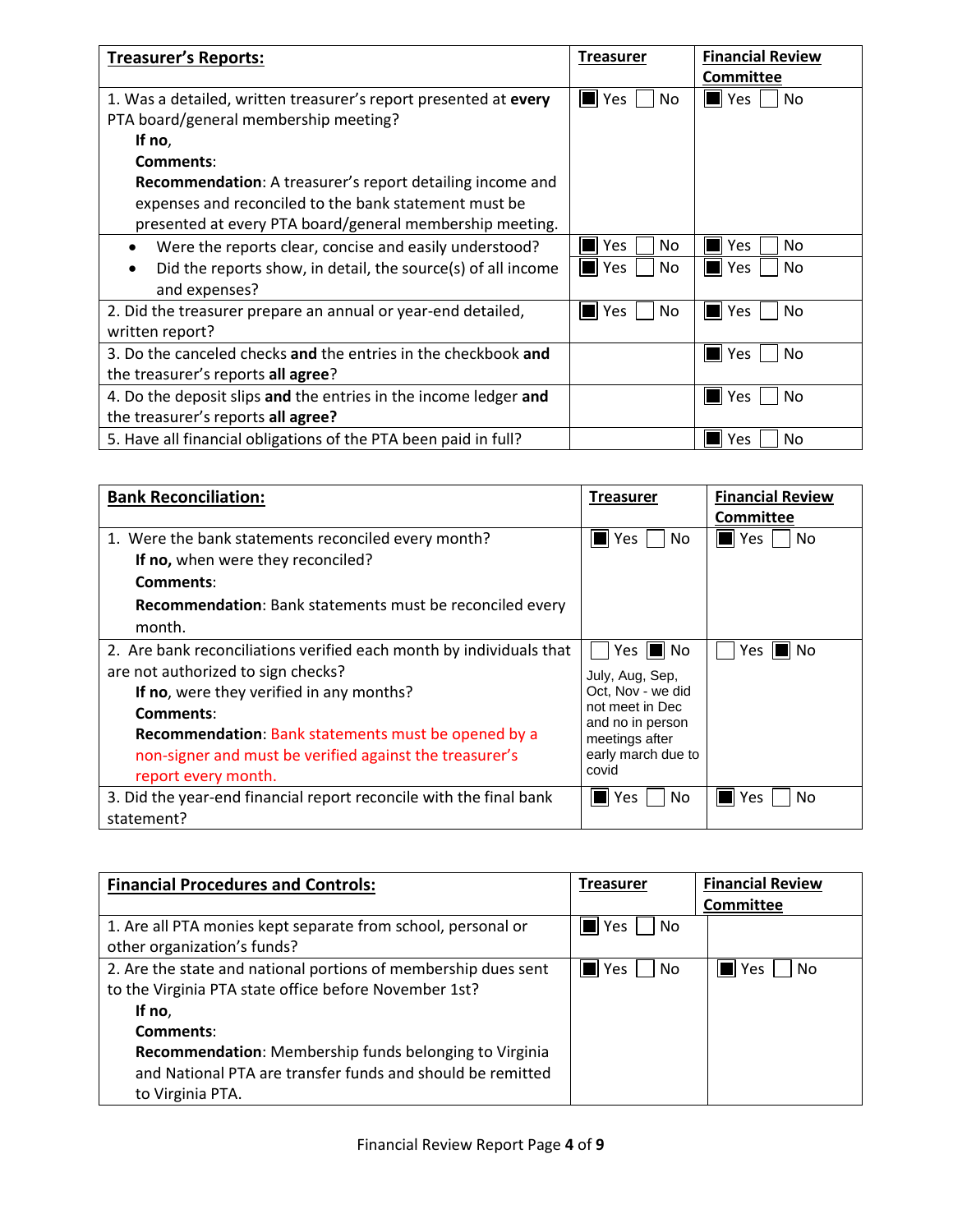| **Treasurer's Reports:** | **Treasurer** | **Financial Review Committee** |
|---|---|---|
| 1. Was a detailed, written treasurer's report presented at **every** PTA board/general membership meeting?<br>**If no**,<br>**Comments**:<br>**Recommendation**: A treasurer's report detailing income and expenses and reconciled to the bank statement must be presented at every PTA board/general membership meeting. | ■ Yes ☐ No | ■ Yes ☐ No |
| • Were the reports clear, concise and easily understood? | ■ Yes ☐ No | ■ Yes ☐ No |
| • Did the reports show, in detail, the source(s) of all income and expenses? | ■ Yes ☐ No | ■ Yes ☐ No |
| 2. Did the treasurer prepare an annual or year-end detailed, written report? | ■ Yes ☐ No | ■ Yes ☐ No |
| 3. Do the canceled checks **and** the entries in the checkbook **and** the treasurer's reports **all agree**? | | ■ Yes ☐ No |
| 4. Do the deposit slips **and** the entries in the income ledger **and** the treasurer's reports **all agree?** | | ■ Yes ☐ No |
| 5. Have all financial obligations of the PTA been paid in full? | | ■ Yes ☐ No |

| **Bank Reconciliation:** | **Treasurer** | **Financial Review Committee** |
|---|---|---|
| 1. Were the bank statements reconciled every month?<br>**If no,** when were they reconciled?<br>**Comments**:<br>**Recommendation**: Bank statements must be reconciled every month. | ■ Yes ☐ No | ■ Yes ☐ No |
| 2. Are bank reconciliations verified each month by individuals that are not authorized to sign checks?<br>**If no**, were they verified in any months?<br>**Comments**:<br>**Recommendation**: Bank statements must be opened by a non-signer and must be verified against the treasurer's report every month. | ☐ Yes ■ No<br>July, Aug, Sep, Oct, Nov - we did not meet in Dec and no in person meetings after early march due to covid | ☐ Yes ■ No |
| 3. Did the year-end financial report reconcile with the final bank statement? | ■ Yes ☐ No | ■ Yes ☐ No |

| **Financial Procedures and Controls:** | **Treasurer** | **Financial Review Committee** |
|---|---|---|
| 1. Are all PTA monies kept separate from school, personal or other organization's funds? | ■ Yes ☐ No | |
| 2. Are the state and national portions of membership dues sent to the Virginia PTA state office before November 1st?<br>**If no**,<br>**Comments**:<br>**Recommendation**: Membership funds belonging to Virginia and National PTA are transfer funds and should be remitted to Virginia PTA. | ■ Yes ☐ No | ■ Yes ☐ No |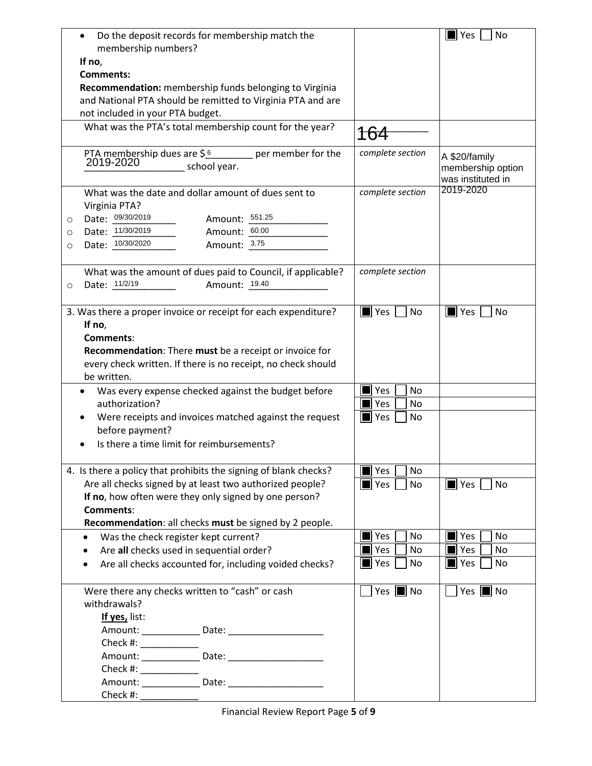| | | |
|---|---|---|
| • Do the deposit records for membership match the membership numbers?<br>**If no**,<br>**Comments:**<br>**Recommendation:** membership funds belonging to Virginia and National PTA should be remitted to Virginia PTA and are not included in your PTA budget. | | ■ Yes ☐ No |
| What was the PTA's total membership count for the year? | 164 | |
| PTA membership dues are $ 6 per member for the 2019-2020 school year. | *complete section* | A $20/family membership option was instituted in 2019-2020 |
| What was the date and dollar amount of dues sent to Virginia PTA?<br>○ Date: 09/30/2019 Amount: 551.25<br>○ Date: 11/30/2019 Amount: 60.00<br>○ Date: 10/30/2020 Amount: 3.75 | *complete section* | |
| What was the amount of dues paid to Council, if applicable?<br>○ Date: 11/2/19 Amount: 19.40 | *complete section* | |
| 3. Was there a proper invoice or receipt for each expenditure?<br>**If no**,<br>**Comments**:<br>**Recommendation**: There **must** be a receipt or invoice for every check written. If there is no receipt, no check should be written. | ■ Yes ☐ No | ■ Yes ☐ No |
| • Was every expense checked against the budget before authorization? | ■ Yes ☐ No | |
| • Were receipts and invoices matched against the request before payment? | ■ Yes ☐ No | |
| • Is there a time limit for reimbursements? | ■ Yes ☐ No | |
| 4. Is there a policy that prohibits the signing of blank checks? | ■ Yes ☐ No | |
| Are all checks signed by at least two authorized people?<br>**If no**, how often were they only signed by one person?<br>**Comments**:<br>**Recommendation**: all checks **must** be signed by 2 people. | ■ Yes ☐ No | ■ Yes ☐ No |
| • Was the check register kept current? | ■ Yes ☐ No | ■ Yes ☐ No |
| • Are **all** checks used in sequential order? | ■ Yes ☐ No | ■ Yes ☐ No |
| • Are all checks accounted for, including voided checks? | ■ Yes ☐ No | ■ Yes ☐ No |
| Were there any checks written to "cash" or cash withdrawals?<br>**If yes,** list:<br>Amount: ___________ Date: ___________________<br>Check #: ___________<br>Amount: ___________ Date: ___________________<br>Check #: ___________<br>Amount: ___________ Date: ___________________<br>Check #: ___________ | ☐ Yes ■ No | ☐ Yes ■ No |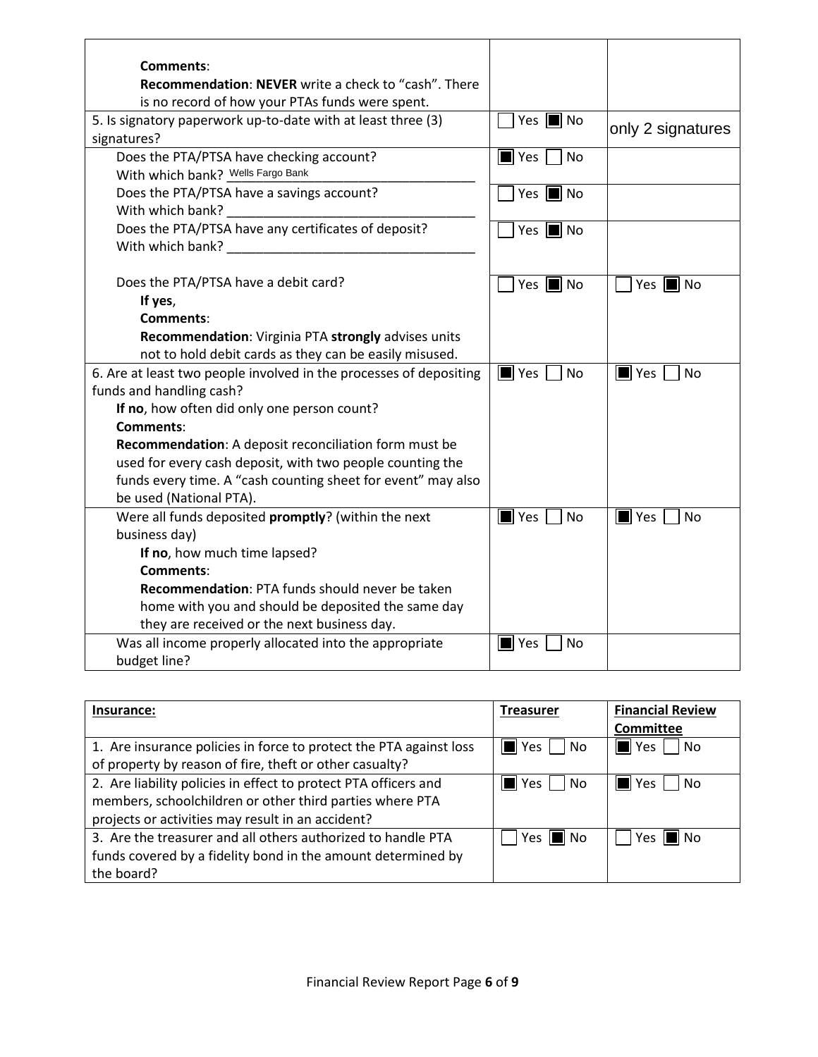| | | |
|---|---|---|
| **Comments**:<br>**Recommendation**: **NEVER** write a check to "cash". There is no record of how your PTAs funds were spent. | | |
| 5. Is signatory paperwork up-to-date with at least three (3) signatures? | ☐ Yes ■ No | only 2 signatures |
| Does the PTA/PTSA have checking account?<br>With which bank? Wells Fargo Bank | ■ Yes ☐ No | |
| Does the PTA/PTSA have a savings account?<br>With which bank? ___ | ☐ Yes ■ No | |
| Does the PTA/PTSA have any certificates of deposit?<br>With which bank? ___ | ☐ Yes ■ No | |
| Does the PTA/PTSA have a debit card?<br>**If yes**,<br>**Comments**:<br>**Recommendation**: Virginia PTA **strongly** advises units not to hold debit cards as they can be easily misused. | ☐ Yes ■ No | ☐ Yes ■ No |
| 6. Are at least two people involved in the processes of depositing funds and handling cash?<br>**If no**, how often did only one person count?<br>**Comments**:<br>**Recommendation**: A deposit reconciliation form must be used for every cash deposit, with two people counting the funds every time. A "cash counting sheet for event" may also be used (National PTA). | ■ Yes ☐ No | ■ Yes ☐ No |
| Were all funds deposited **promptly**? (within the next business day)<br>**If no**, how much time lapsed?<br>**Comments**:<br>**Recommendation**: PTA funds should never be taken home with you and should be deposited the same day they are received or the next business day. | ■ Yes ☐ No | ■ Yes ☐ No |
| Was all income properly allocated into the appropriate budget line? | ■ Yes ☐ No | |

| **Insurance:** | **Treasurer** | **Financial Review Committee** |
|---|---|---|
| 1. Are insurance policies in force to protect the PTA against loss of property by reason of fire, theft or other casualty? | ■ Yes ☐ No | ■ Yes ☐ No |
| 2. Are liability policies in effect to protect PTA officers and members, schoolchildren or other third parties where PTA projects or activities may result in an accident? | ■ Yes ☐ No | ■ Yes ☐ No |
| 3. Are the treasurer and all others authorized to handle PTA funds covered by a fidelity bond in the amount determined by the board? | ☐ Yes ■ No | ☐ Yes ■ No |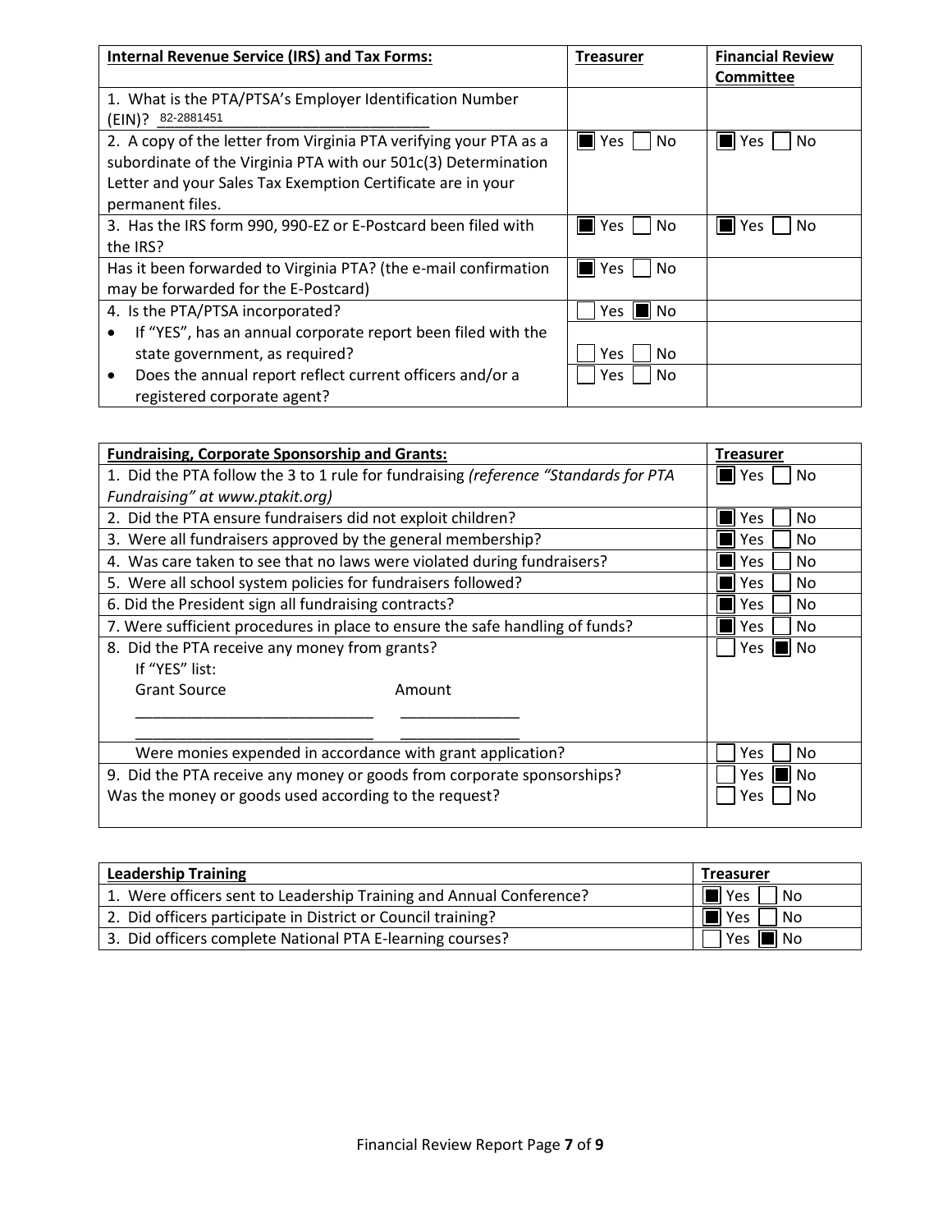| **Internal Revenue Service (IRS) and Tax Forms:** | **Treasurer** | **Financial Review Committee** |
|---|---|---|
| 1. What is the PTA/PTSA's Employer Identification Number (EIN)? 82-2881451 | | |
| 2. A copy of the letter from Virginia PTA verifying your PTA as a subordinate of the Virginia PTA with our 501c(3) Determination Letter and your Sales Tax Exemption Certificate are in your permanent files. | ■ Yes ☐ No | ■ Yes ☐ No |
| 3. Has the IRS form 990, 990-EZ or E-Postcard been filed with the IRS? | ■ Yes ☐ No | ■ Yes ☐ No |
| Has it been forwarded to Virginia PTA? (the e-mail confirmation may be forwarded for the E-Postcard) | ■ Yes ☐ No | |
| 4. Is the PTA/PTSA incorporated? | ☐ Yes ■ No | |
| • If "YES", has an annual corporate report been filed with the state government, as required? | ☐ Yes ☐ No | |
| • Does the annual report reflect current officers and/or a registered corporate agent? | ☐ Yes ☐ No | |

| **Fundraising, Corporate Sponsorship and Grants:** | **Treasurer** |
|---|---|
| 1. Did the PTA follow the 3 to 1 rule for fundraising *(reference "Standards for PTA Fundraising" at www.ptakit.org)* | ■ Yes ☐ No |
| 2. Did the PTA ensure fundraisers did not exploit children? | ■ Yes ☐ No |
| 3. Were all fundraisers approved by the general membership? | ■ Yes ☐ No |
| 4. Was care taken to see that no laws were violated during fundraisers? | ■ Yes ☐ No |
| 5. Were all school system policies for fundraisers followed? | ■ Yes ☐ No |
| 6. Did the President sign all fundraising contracts? | ■ Yes ☐ No |
| 7. Were sufficient procedures in place to ensure the safe handling of funds? | ■ Yes ☐ No |
| 8. Did the PTA receive any money from grants? If "YES" list: Grant Source ____________ Amount ____________ | ☐ Yes ■ No |
| Were monies expended in accordance with grant application? | ☐ Yes ☐ No |
| 9. Did the PTA receive any money or goods from corporate sponsorships? | ☐ Yes ■ No |
| Was the money or goods used according to the request? | ☐ Yes ☐ No |

| **Leadership Training** | **Treasurer** |
|---|---|
| 1. Were officers sent to Leadership Training and Annual Conference? | ■ Yes ☐ No |
| 2. Did officers participate in District or Council training? | ■ Yes ☐ No |
| 3. Did officers complete National PTA E-learning courses? | ☐ Yes ■ No |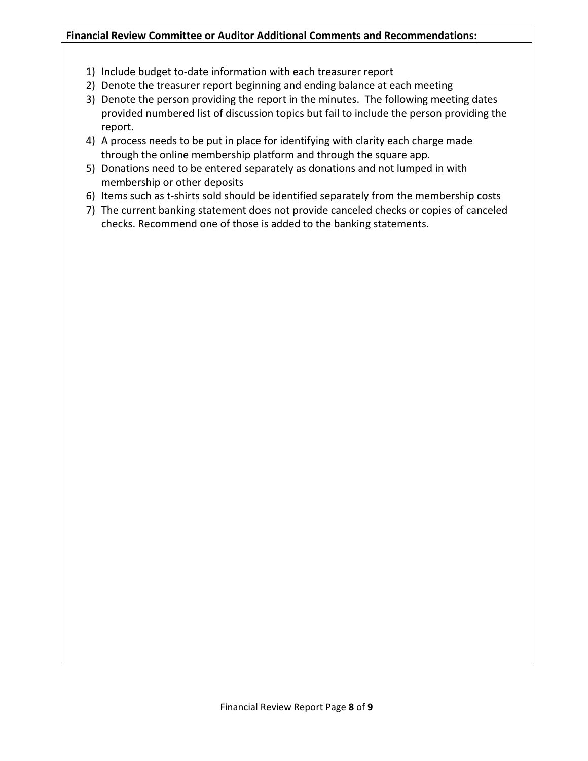**Financial Review Committee or Auditor Additional Comments and Recommendations:**

1) Include budget to-date information with each treasurer report
2) Denote the treasurer report beginning and ending balance at each meeting
3) Denote the person providing the report in the minutes. The following meeting dates provided numbered list of discussion topics but fail to include the person providing the report.
4) A process needs to be put in place for identifying with clarity each charge made through the online membership platform and through the square app.
5) Donations need to be entered separately as donations and not lumped in with membership or other deposits
6) Items such as t-shirts sold should be identified separately from the membership costs
7) The current banking statement does not provide canceled checks or copies of canceled checks. Recommend one of those is added to the banking statements.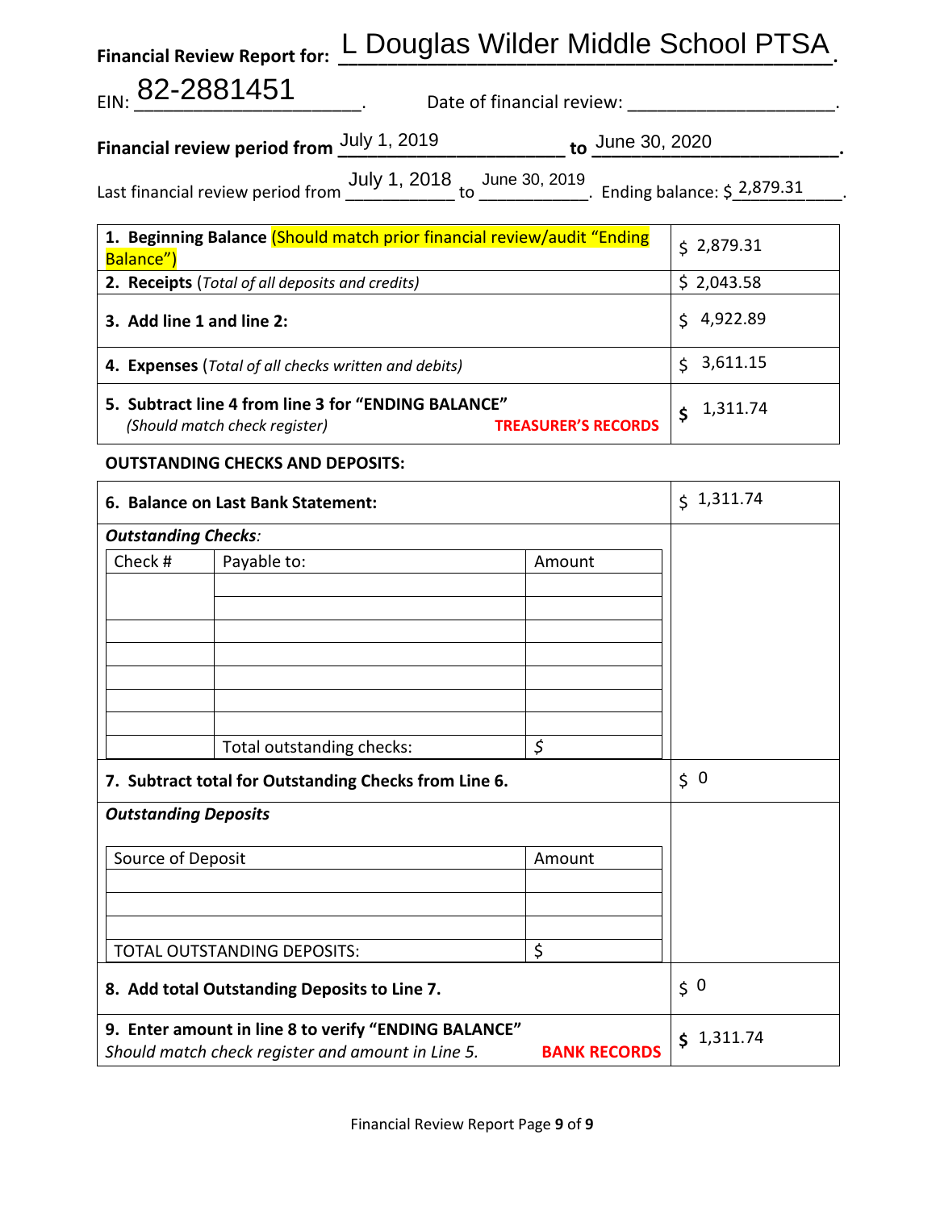**Financial Review Report for:** L Douglas Wilder Middle School PTSA.

EIN: 82-2881451.    Date of financial review: ____________________.

**Financial review period from** July 1, 2019 **to** June 30, 2020**.**

Last financial review period from July 1, 2018 to June 30, 2019. Ending balance: $ 2,879.31.

| | |
|---|---|
| **1. Beginning Balance** (Should match prior financial review/audit "Ending Balance") | $ 2,879.31 |
| **2. Receipts** (*Total of all deposits and credits)* | $ 2,043.58 |
| **3. Add line 1 and line 2:** | $ 4,922.89 |
| **4. Expenses** (*Total of all checks written and debits)* | $ 3,611.15 |
| **5. Subtract line 4 from line 3 for "ENDING BALANCE"** *(Should match check register)* **TREASURER'S RECORDS** | **$** 1,311.74 |

**OUTSTANDING CHECKS AND DEPOSITS:**

| | |
|---|---|
| **6. Balance on Last Bank Statement:** | $ 1,311.74 |

***Outstanding Checks:***

| Check # | Payable to: | Amount |
|---|---|---|
| | | |
| | | |
| | | |
| | | |
| | | |
| | | |
| | | |
| | Total outstanding checks: | $ |

| | |
|---|---|
| **7. Subtract total for Outstanding Checks from Line 6.** | $ 0 |

***Outstanding Deposits***

| Source of Deposit | Amount |
|---|---|
| | |
| | |
| | |
| TOTAL OUTSTANDING DEPOSITS: | $ |

| | |
|---|---|
| **8. Add total Outstanding Deposits to Line 7.** | $ 0 |
| **9. Enter amount in line 8 to verify "ENDING BALANCE"** *Should match check register and amount in Line 5.* **BANK RECORDS** | **$** 1,311.74 |